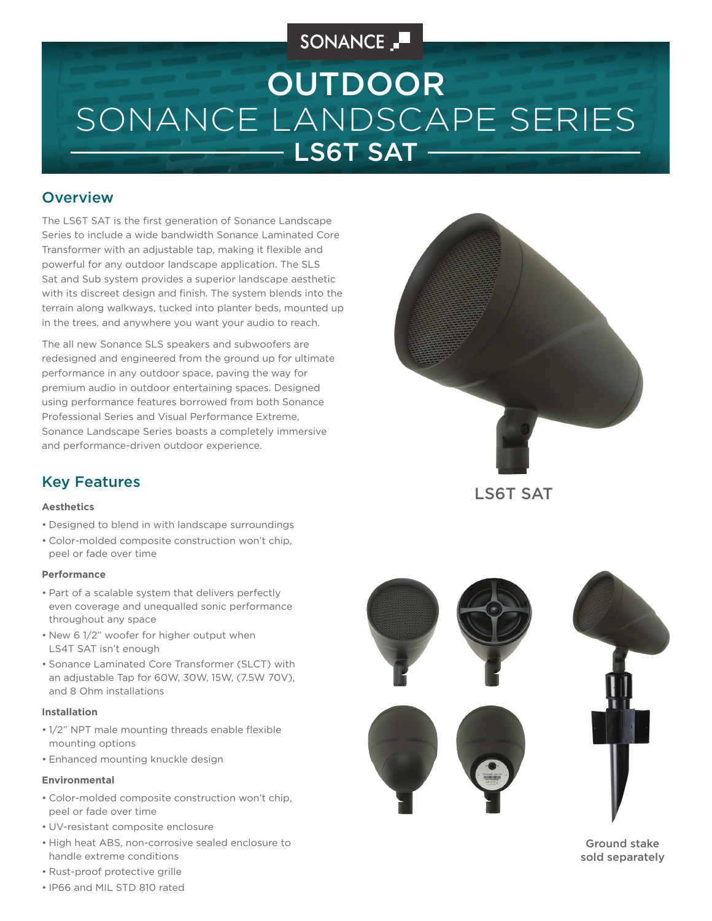SONANCE

# OUTDOOR

# SONANCE LANDSCAPE SERIES

## LS6T SAT

## Overview

The LS6T SAT is the first generation of Sonance Landscape Series to include a wide bandwidth Sonance Laminated Core Transformer with an adjustable tap, making it flexible and powerful for any outdoor landscape application. The SLS Sat and Sub system provides a superior landscape aesthetic with its discreet design and finish. The system blends into the terrain along walkways, tucked into planter beds, mounted up in the trees, and anywhere you want your audio to reach.

The all new Sonance SLS speakers and subwoofers are redesigned and engineered from the ground up for ultimate performance in any outdoor space, paving the way for premium audio in outdoor entertaining spaces. Designed using performance features borrowed from both Sonance Professional Series and Visual Performance Extreme, Sonance Landscape Series boasts a completely immersive and performance-driven outdoor experience.

LS6T SAT

## Key Features

#### Aesthetics

- Designed to blend in with landscape surroundings
- Color-molded composite construction won't chip, peel or fade over time

#### Performance

- Part of a scalable system that delivers perfectly even coverage and unequalled sonic performance throughout any space
- New 6 1/2" woofer for higher output when LS4T SAT isn't enough
- Sonance Laminated Core Transformer (SLCT) with an adjustable Tap for 60W, 30W, 15W, (7.5W 70V), and 8 Ohm installations

#### Installation

- 1/2" NPT male mounting threads enable flexible mounting options
- Enhanced mounting knuckle design

#### Environmental

- Color-molded composite construction won't chip, peel or fade over time
- UV-resistant composite enclosure
- High heat ABS, non-corrosive sealed enclosure to handle extreme conditions
- Rust-proof protective grille
- IP66 and MIL STD 810 rated

Ground stake sold separately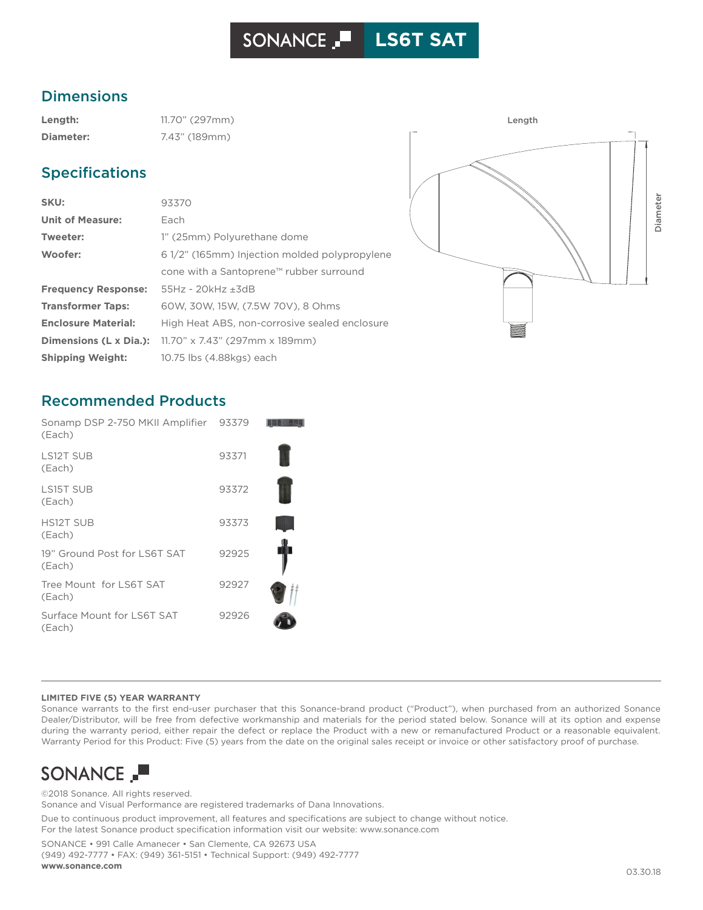# SONANCE LS6T SAT

## Dimensions

| | |
|---|---|
| **Length:** | 11.70" (297mm) |
| **Diameter:** | 7.43" (189mm) |

Length

Diameter

## Specifications

| | |
|---|---|
| **SKU:** | 93370 |
| **Unit of Measure:** | Each |
| **Tweeter:** | 1" (25mm) Polyurethane dome |
| **Woofer:** | 6 1/2" (165mm) Injection molded polypropylene cone with a Santoprene™ rubber surround |
| **Frequency Response:** | 55Hz - 20kHz ±3dB |
| **Transformer Taps:** | 60W, 30W, 15W, (7.5W 70V), 8 Ohms |
| **Enclosure Material:** | High Heat ABS, non-corrosive sealed enclosure |
| **Dimensions (L x Dia.):** | 11.70" x 7.43" (297mm x 189mm) |
| **Shipping Weight:** | 10.75 lbs (4.88kgs) each |

## Recommended Products

| | |
|---|---|
| Sonamp DSP 2-750 MKII Amplifier (Each) | 93379 |
| LS12T SUB (Each) | 93371 |
| LS15T SUB (Each) | 93372 |
| HS12T SUB (Each) | 93373 |
| 19" Ground Post for LS6T SAT (Each) | 92925 |
| Tree Mount for LS6T SAT (Each) | 92927 |
| Surface Mount for LS6T SAT (Each) | 92926 |

**LIMITED FIVE (5) YEAR WARRANTY**

Sonance warrants to the first end-user purchaser that this Sonance-brand product ("Product"), when purchased from an authorized Sonance Dealer/Distributor, will be free from defective workmanship and materials for the period stated below. Sonance will at its option and expense during the warranty period, either repair the defect or replace the Product with a new or remanufactured Product or a reasonable equivalent. Warranty Period for this Product: Five (5) years from the date on the original sales receipt or invoice or other satisfactory proof of purchase.

SONANCE

©2018 Sonance. All rights reserved.
Sonance and Visual Performance are registered trademarks of Dana Innovations.

Due to continuous product improvement, all features and specifications are subject to change without notice.
For the latest Sonance product specification information visit our website: www.sonance.com

SONANCE • 991 Calle Amanecer • San Clemente, CA 92673 USA
(949) 492-7777 • FAX: (949) 361-5151 • Technical Support: (949) 492-7777
**www.sonance.com**

03.30.18